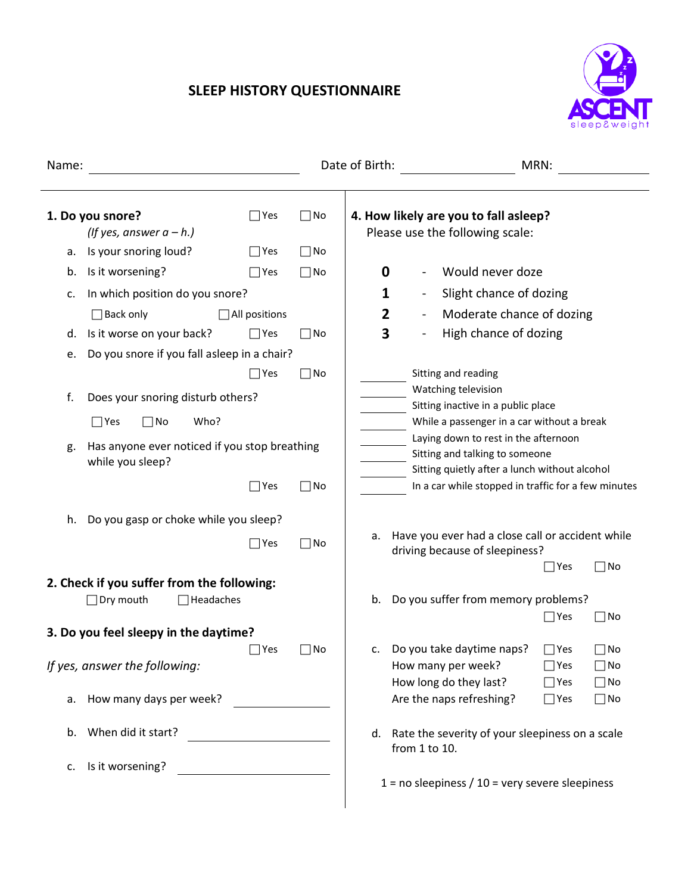# SLEEP HISTORY QUESTIONNAIRE

ASCENT sleep&weight

Name: ____________________ Date of Birth: ______________ MRN: ____________

---

**1. Do you snore?** ☐ Yes ☐ No

*(If yes, answer a – h.)*

a. Is your snoring loud? ☐ Yes ☐ No

b. Is it worsening? ☐ Yes ☐ No

c. In which position do you snore?

☐ Back only ☐ All positions

d. Is it worse on your back? ☐ Yes ☐ No

e. Do you snore if you fall asleep in a chair?

☐ Yes ☐ No

f. Does your snoring disturb others?

☐ Yes ☐ No Who?

g. Has anyone ever noticed if you stop breathing while you sleep?

☐ Yes ☐ No

h. Do you gasp or choke while you sleep?

☐ Yes ☐ No

**2. Check if you suffer from the following:**

☐ Dry mouth ☐ Headaches

**3. Do you feel sleepy in the daytime?** ☐ Yes ☐ No

*If yes, answer the following:*

a. How many days per week? ____________

b. When did it start? ____________

c. Is it worsening? ____________

**4. How likely are you to fall asleep?**

Please use the following scale:

**0** - Would never doze
**1** - Slight chance of dozing
**2** - Moderate chance of dozing
**3** - High chance of dozing

_____ Sitting and reading
_____ Watching television
_____ Sitting inactive in a public place
_____ While a passenger in a car without a break
_____ Laying down to rest in the afternoon
_____ Sitting and talking to someone
_____ Sitting quietly after a lunch without alcohol
_____ In a car while stopped in traffic for a few minutes

a. Have you ever had a close call or accident while driving because of sleepiness?

☐ Yes ☐ No

b. Do you suffer from memory problems?

☐ Yes ☐ No

c. Do you take daytime naps? ☐ Yes ☐ No
How many per week? ☐ Yes ☐ No
How long do they last? ☐ Yes ☐ No
Are the naps refreshing? ☐ Yes ☐ No

d. Rate the severity of your sleepiness on a scale from 1 to 10.

1 = no sleepiness / 10 = very severe sleepiness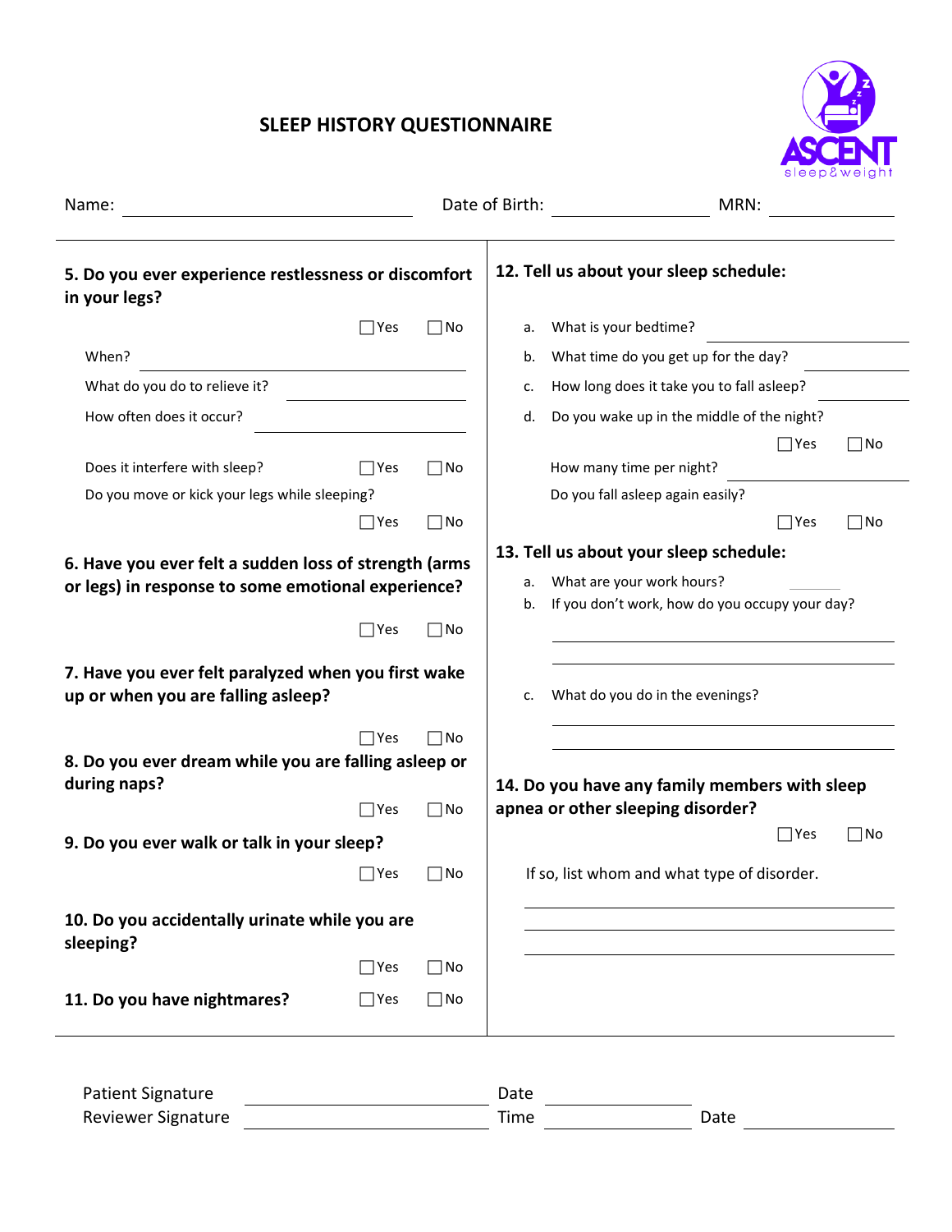# SLEEP HISTORY QUESTIONNAIRE

Name: ______________________ Date of Birth: ______________ MRN: ____________

**5. Do you ever experience restlessness or discomfort in your legs?**

☐ Yes ☐ No

When? ______________________

What do you do to relieve it? ______________________

How often does it occur? ______________________

Does it interfere with sleep? ☐ Yes ☐ No

Do you move or kick your legs while sleeping? ☐ Yes ☐ No

**6. Have you ever felt a sudden loss of strength (arms or legs) in response to some emotional experience?**

☐ Yes ☐ No

**7. Have you ever felt paralyzed when you first wake up or when you are falling asleep?**

☐ Yes ☐ No

**8. Do you ever dream while you are falling asleep or during naps?**

☐ Yes ☐ No

**9. Do you ever walk or talk in your sleep?**

☐ Yes ☐ No

**10. Do you accidentally urinate while you are sleeping?**

☐ Yes ☐ No

**11. Do you have nightmares?** ☐ Yes ☐ No

**12. Tell us about your sleep schedule:**

a. What is your bedtime? ______________________

b. What time do you get up for the day? ______________________

c. How long does it take you to fall asleep? ______________________

d. Do you wake up in the middle of the night? ☐ Yes ☐ No

How many time per night? ______________________

Do you fall asleep again easily? ☐ Yes ☐ No

**13. Tell us about your sleep schedule:**

a. What are your work hours? ______________________

b. If you don't work, how do you occupy your day?

______________________

______________________

c. What do you do in the evenings?

______________________

______________________

**14. Do you have any family members with sleep apnea or other sleeping disorder?**

☐ Yes ☐ No

If so, list whom and what type of disorder.

______________________

______________________

______________________

Patient Signature ______________________ Date ______________

Reviewer Signature ______________________ Time ______________ Date ______________